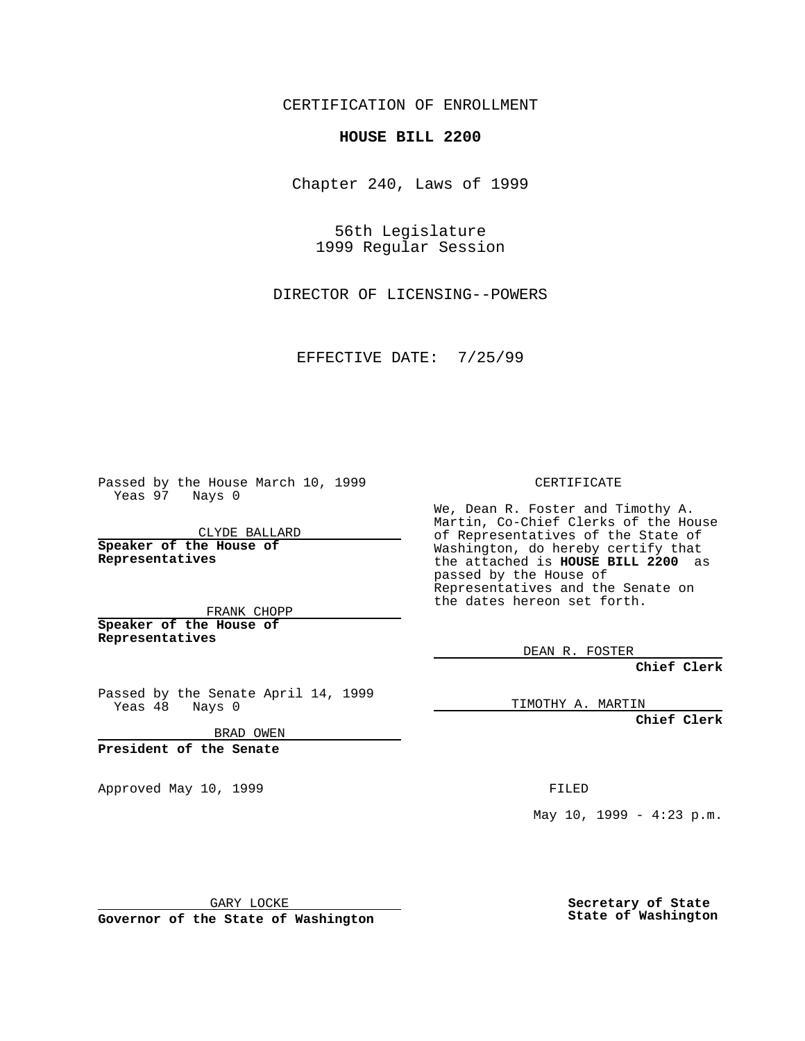CERTIFICATION OF ENROLLMENT

**HOUSE BILL 2200**

Chapter 240, Laws of 1999

56th Legislature
1999 Regular Session

DIRECTOR OF LICENSING--POWERS

EFFECTIVE DATE: 7/25/99

Passed by the House March 10, 1999
Yeas 97 Nays 0

CLYDE BALLARD

**Speaker of the House of Representatives**

FRANK CHOPP

**Speaker of the House of Representatives**

Passed by the Senate April 14, 1999
Yeas 48 Nays 0

BRAD OWEN

**President of the Senate**

Approved May 10, 1999

GARY LOCKE

**Governor of the State of Washington**

CERTIFICATE

We, Dean R. Foster and Timothy A. Martin, Co-Chief Clerks of the House of Representatives of the State of Washington, do hereby certify that the attached is **HOUSE BILL 2200** as passed by the House of Representatives and the Senate on the dates hereon set forth.

DEAN R. FOSTER

**Chief Clerk**

TIMOTHY A. MARTIN

**Chief Clerk**

FILED

May 10, 1999 - 4:23 p.m.

**Secretary of State**
**State of Washington**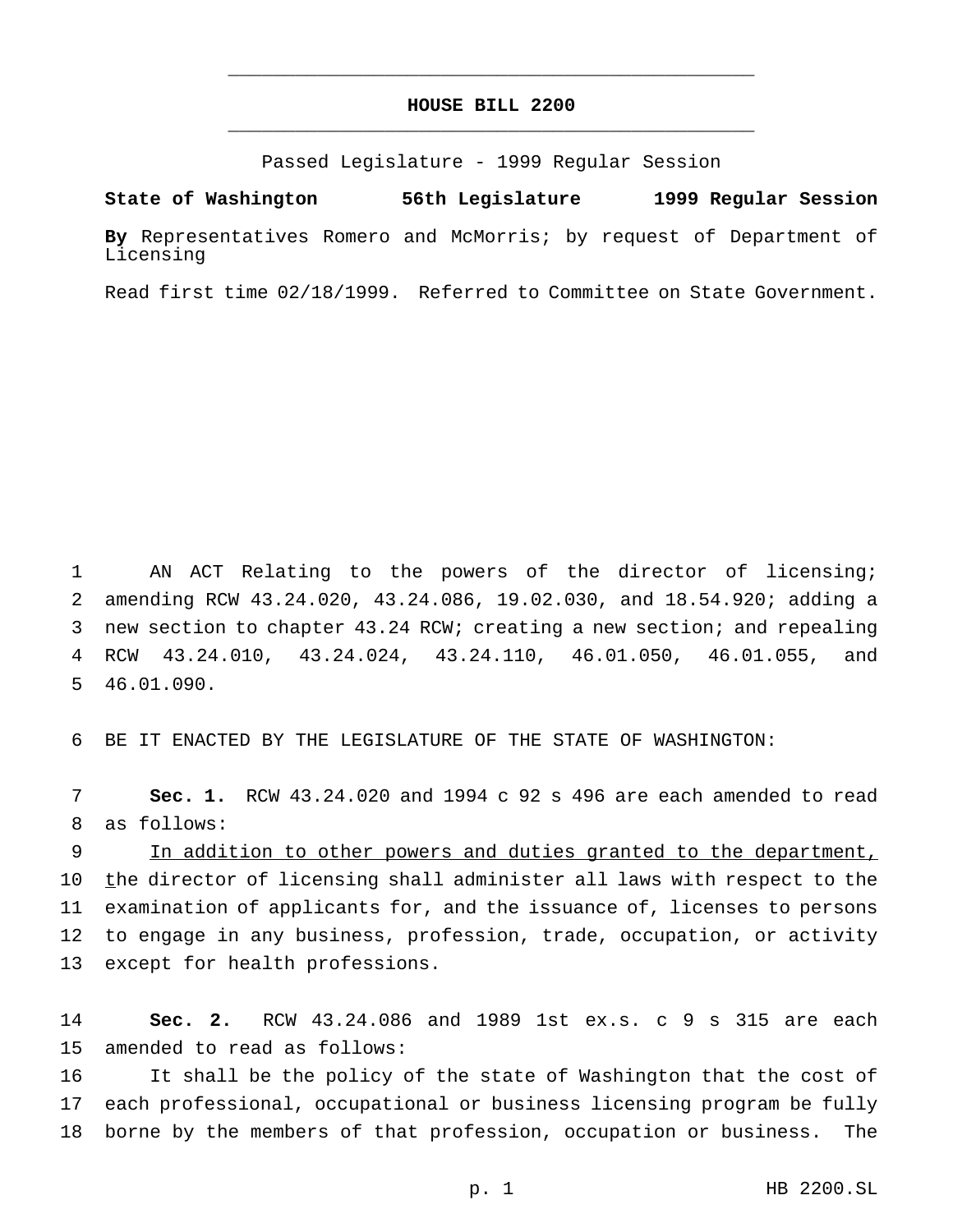# HOUSE BILL 2200

Passed Legislature - 1999 Regular Session

**State of Washington 56th Legislature 1999 Regular Session**

**By** Representatives Romero and McMorris; by request of Department of Licensing

Read first time 02/18/1999. Referred to Committee on State Government.

AN ACT Relating to the powers of the director of licensing; amending RCW 43.24.020, 43.24.086, 19.02.030, and 18.54.920; adding a new section to chapter 43.24 RCW; creating a new section; and repealing RCW 43.24.010, 43.24.024, 43.24.110, 46.01.050, 46.01.055, and 46.01.090.

BE IT ENACTED BY THE LEGISLATURE OF THE STATE OF WASHINGTON:

**Sec. 1.** RCW 43.24.020 and 1994 c 92 s 496 are each amended to read as follows:

<u>In addition to other powers and duties granted to the department, t</u>he director of licensing shall administer all laws with respect to the examination of applicants for, and the issuance of, licenses to persons to engage in any business, profession, trade, occupation, or activity except for health professions.

**Sec. 2.** RCW 43.24.086 and 1989 1st ex.s. c 9 s 315 are each amended to read as follows:

It shall be the policy of the state of Washington that the cost of each professional, occupational or business licensing program be fully borne by the members of that profession, occupation or business. The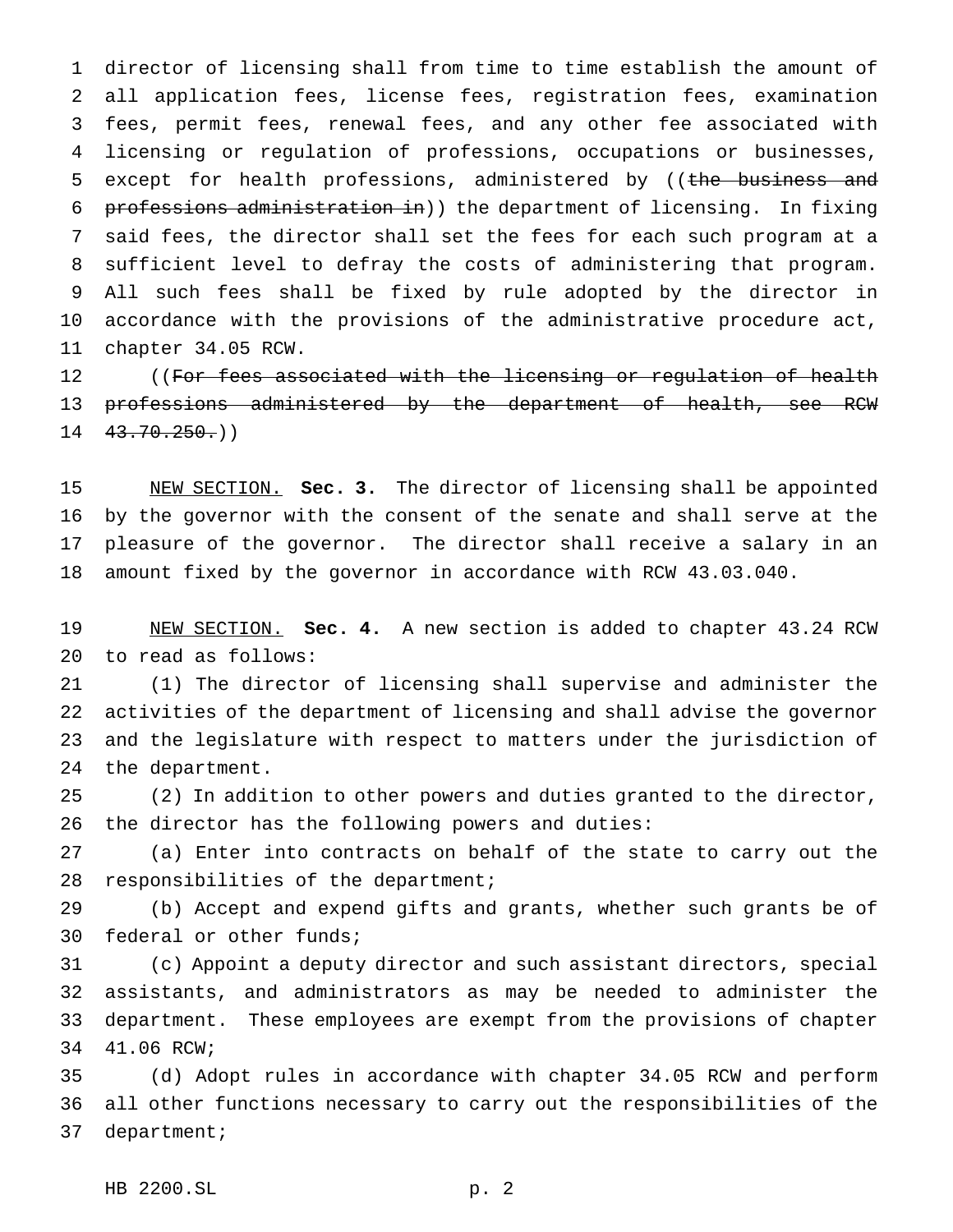director of licensing shall from time to time establish the amount of all application fees, license fees, registration fees, examination fees, permit fees, renewal fees, and any other fee associated with licensing or regulation of professions, occupations or businesses, except for health professions, administered by ((~~the business and professions administration in~~)) the department of licensing. In fixing said fees, the director shall set the fees for each such program at a sufficient level to defray the costs of administering that program. All such fees shall be fixed by rule adopted by the director in accordance with the provisions of the administrative procedure act, chapter 34.05 RCW.

((~~For fees associated with the licensing or regulation of health professions administered by the department of health, see RCW 43.70.250.~~))

NEW SECTION. **Sec. 3.** The director of licensing shall be appointed by the governor with the consent of the senate and shall serve at the pleasure of the governor. The director shall receive a salary in an amount fixed by the governor in accordance with RCW 43.03.040.

NEW SECTION. **Sec. 4.** A new section is added to chapter 43.24 RCW to read as follows:

(1) The director of licensing shall supervise and administer the activities of the department of licensing and shall advise the governor and the legislature with respect to matters under the jurisdiction of the department.

(2) In addition to other powers and duties granted to the director, the director has the following powers and duties:

(a) Enter into contracts on behalf of the state to carry out the responsibilities of the department;

(b) Accept and expend gifts and grants, whether such grants be of federal or other funds;

(c) Appoint a deputy director and such assistant directors, special assistants, and administrators as may be needed to administer the department. These employees are exempt from the provisions of chapter 41.06 RCW;

(d) Adopt rules in accordance with chapter 34.05 RCW and perform all other functions necessary to carry out the responsibilities of the department;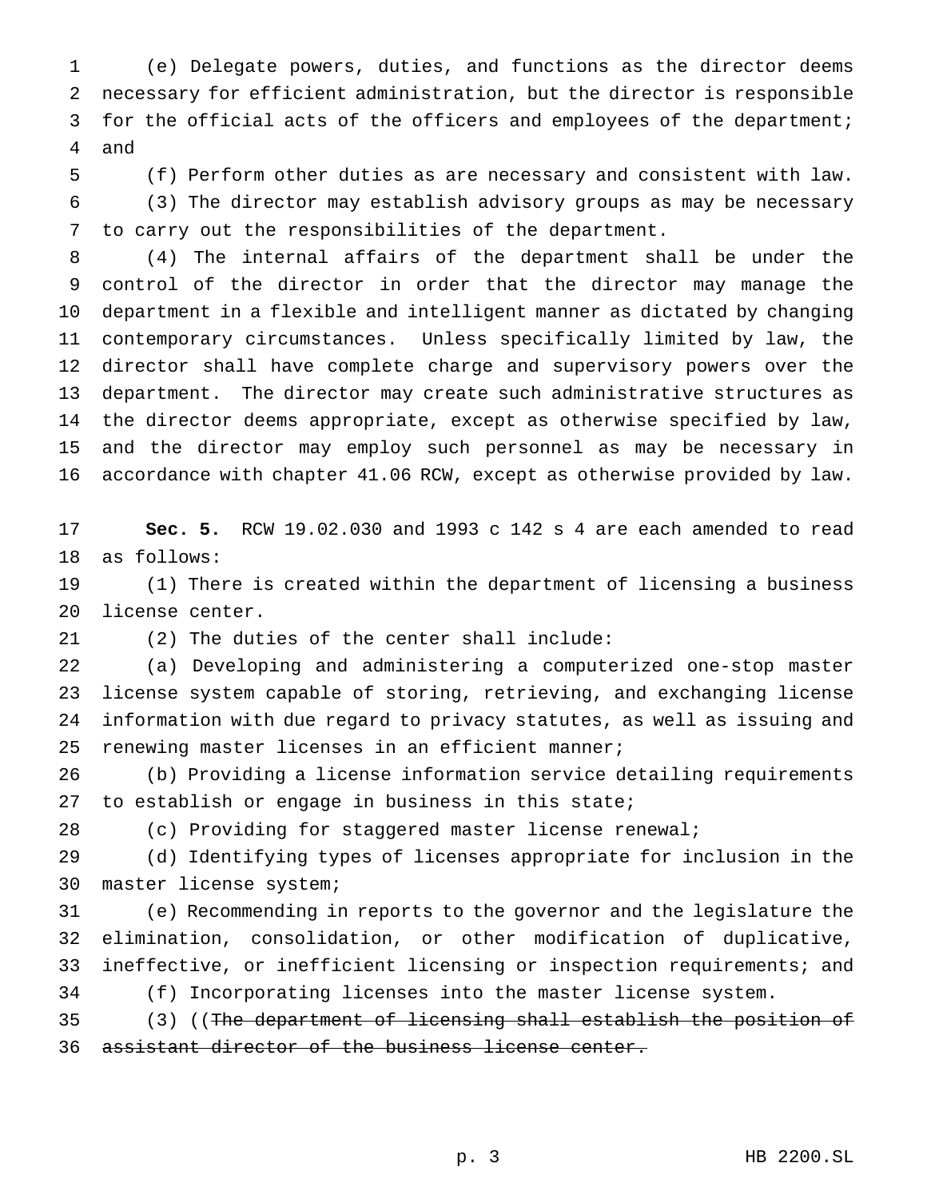(e) Delegate powers, duties, and functions as the director deems necessary for efficient administration, but the director is responsible for the official acts of the officers and employees of the department; and

(f) Perform other duties as are necessary and consistent with law.

(3) The director may establish advisory groups as may be necessary to carry out the responsibilities of the department.

(4) The internal affairs of the department shall be under the control of the director in order that the director may manage the department in a flexible and intelligent manner as dictated by changing contemporary circumstances. Unless specifically limited by law, the director shall have complete charge and supervisory powers over the department. The director may create such administrative structures as the director deems appropriate, except as otherwise specified by law, and the director may employ such personnel as may be necessary in accordance with chapter 41.06 RCW, except as otherwise provided by law.

**Sec. 5.** RCW 19.02.030 and 1993 c 142 s 4 are each amended to read as follows:

(1) There is created within the department of licensing a business license center.

(2) The duties of the center shall include:

(a) Developing and administering a computerized one-stop master license system capable of storing, retrieving, and exchanging license information with due regard to privacy statutes, as well as issuing and renewing master licenses in an efficient manner;

(b) Providing a license information service detailing requirements to establish or engage in business in this state;

(c) Providing for staggered master license renewal;

(d) Identifying types of licenses appropriate for inclusion in the master license system;

(e) Recommending in reports to the governor and the legislature the elimination, consolidation, or other modification of duplicative, ineffective, or inefficient licensing or inspection requirements; and

(f) Incorporating licenses into the master license system.

(3) ((~~The department of licensing shall establish the position of assistant director of the business license center.~~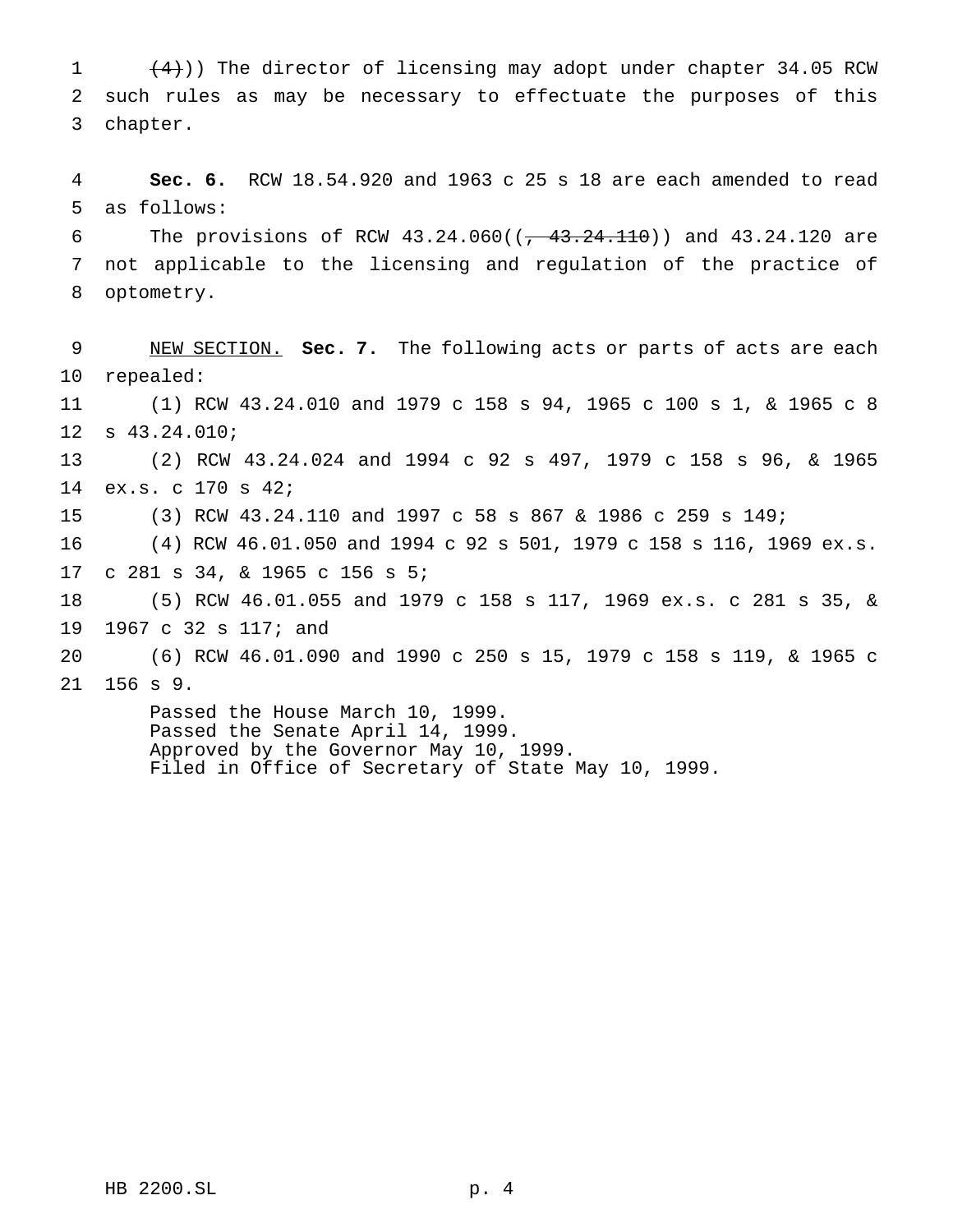((~~(4)~~)) The director of licensing may adopt under chapter 34.05 RCW such rules as may be necessary to effectuate the purposes of this chapter.

**Sec. 6.** RCW 18.54.920 and 1963 c 25 s 18 are each amended to read as follows:

The provisions of RCW 43.24.060((~~, 43.24.110~~)) and 43.24.120 are not applicable to the licensing and regulation of the practice of optometry.

NEW SECTION. **Sec. 7.** The following acts or parts of acts are each repealed:

(1) RCW 43.24.010 and 1979 c 158 s 94, 1965 c 100 s 1, & 1965 c 8 s 43.24.010;

(2) RCW 43.24.024 and 1994 c 92 s 497, 1979 c 158 s 96, & 1965 ex.s. c 170 s 42;

(3) RCW 43.24.110 and 1997 c 58 s 867 & 1986 c 259 s 149;

(4) RCW 46.01.050 and 1994 c 92 s 501, 1979 c 158 s 116, 1969 ex.s. c 281 s 34, & 1965 c 156 s 5;

(5) RCW 46.01.055 and 1979 c 158 s 117, 1969 ex.s. c 281 s 35, & 1967 c 32 s 117; and

(6) RCW 46.01.090 and 1990 c 250 s 15, 1979 c 158 s 119, & 1965 c 156 s 9.

Passed the House March 10, 1999.
Passed the Senate April 14, 1999.
Approved by the Governor May 10, 1999.
Filed in Office of Secretary of State May 10, 1999.